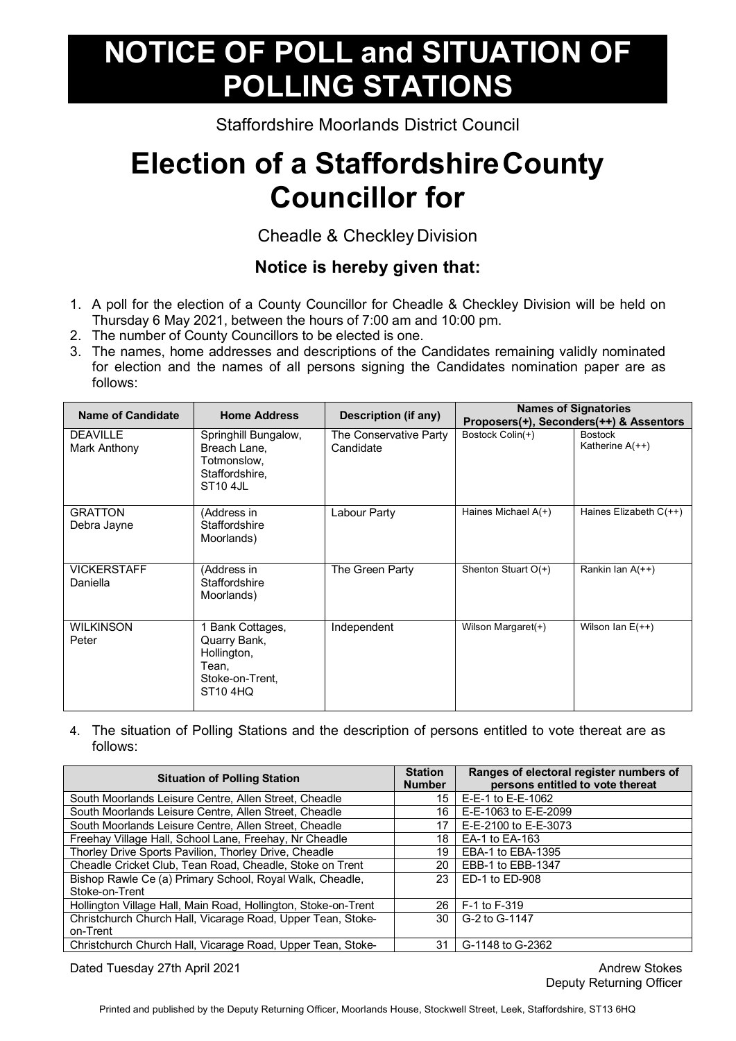# NOTICE OF POLL and SITUATION OF POLLING STATIONS

Staffordshire Moorlands District Council

# Election of a Staffordshire County Councillor for

Cheadle & Checkley Division

### Notice is hereby given that:

1. A poll for the election of a County Councillor for Cheadle & Checkley Division will be held on Thursday 6 May 2021, between the hours of 7:00 am and 10:00 pm.
2. The number of County Councillors to be elected is one.
3. The names, home addresses and descriptions of the Candidates remaining validly nominated for election and the names of all persons signing the Candidates nomination paper are as follows:

| Name of Candidate | Home Address | Description (if any) | Names of Signatories Proposers(+), Seconders(++) & Assentors | |
|---|---|---|---|---|
| DEAVILLE Mark Anthony | Springhill Bungalow, Breach Lane, Totmonslow, Staffordshire, ST10 4JL | The Conservative Party Candidate | Bostock Colin(+) | Bostock Katherine A(++) |
| GRATTON Debra Jayne | (Address in Staffordshire Moorlands) | Labour Party | Haines Michael A(+) | Haines Elizabeth C(++) |
| VICKERSTAFF Daniella | (Address in Staffordshire Moorlands) | The Green Party | Shenton Stuart O(+) | Rankin Ian A(++) |
| WILKINSON Peter | 1 Bank Cottages, Quarry Bank, Hollington, Tean, Stoke-on-Trent, ST10 4HQ | Independent | Wilson Margaret(+) | Wilson Ian E(++) |

4. The situation of Polling Stations and the description of persons entitled to vote thereat are as follows:

| Situation of Polling Station | Station Number | Ranges of electoral register numbers of persons entitled to vote thereat |
|---|---|---|
| South Moorlands Leisure Centre, Allen Street, Cheadle | 15 | E-E-1 to E-E-1062 |
| South Moorlands Leisure Centre, Allen Street, Cheadle | 16 | E-E-1063 to E-E-2099 |
| South Moorlands Leisure Centre, Allen Street, Cheadle | 17 | E-E-2100 to E-E-3073 |
| Freehay Village Hall, School Lane, Freehay, Nr Cheadle | 18 | EA-1 to EA-163 |
| Thorley Drive Sports Pavilion, Thorley Drive, Cheadle | 19 | EBA-1 to EBA-1395 |
| Cheadle Cricket Club, Tean Road, Cheadle, Stoke on Trent | 20 | EBB-1 to EBB-1347 |
| Bishop Rawle Ce (a) Primary School, Royal Walk, Cheadle, Stoke-on-Trent | 23 | ED-1 to ED-908 |
| Hollington Village Hall, Main Road, Hollington, Stoke-on-Trent | 26 | F-1 to F-319 |
| Christchurch Church Hall, Vicarage Road, Upper Tean, Stoke-on-Trent | 30 | G-2 to G-1147 |
| Christchurch Church Hall, Vicarage Road, Upper Tean, Stoke- | 31 | G-1148 to G-2362 |

Dated Tuesday 27th April 2021

Andrew Stokes
Deputy Returning Officer

Printed and published by the Deputy Returning Officer, Moorlands House, Stockwell Street, Leek, Staffordshire, ST13 6HQ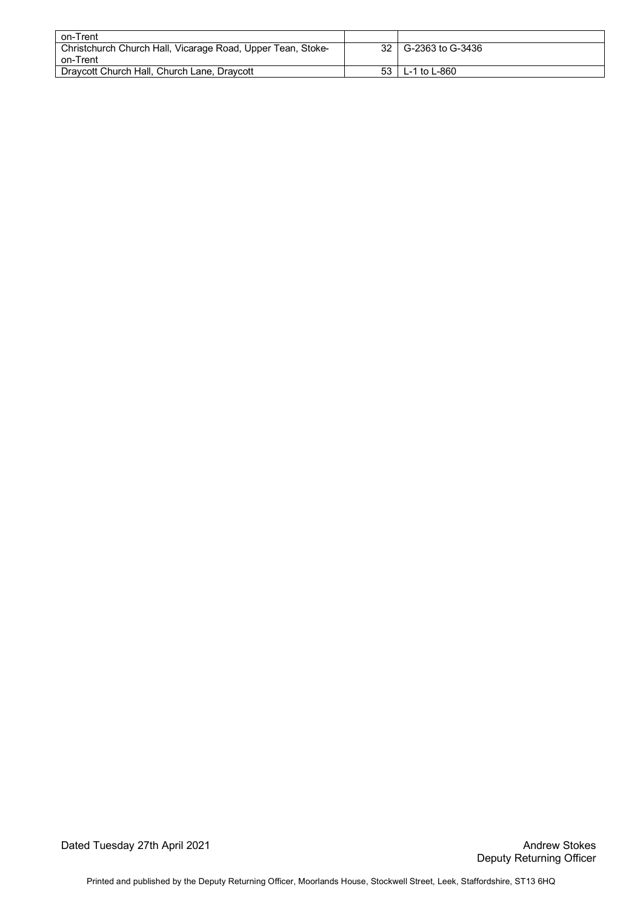| | | |
|---|---|---|
| on-Trent | | |
| Christchurch Church Hall, Vicarage Road, Upper Tean, Stoke-on-Trent | 32 | G-2363 to G-3436 |
| Draycott Church Hall, Church Lane, Draycott | 53 | L-1 to L-860 |

Dated Tuesday 27th April 2021

Andrew Stokes
Deputy Returning Officer

Printed and published by the Deputy Returning Officer, Moorlands House, Stockwell Street, Leek, Staffordshire, ST13 6HQ